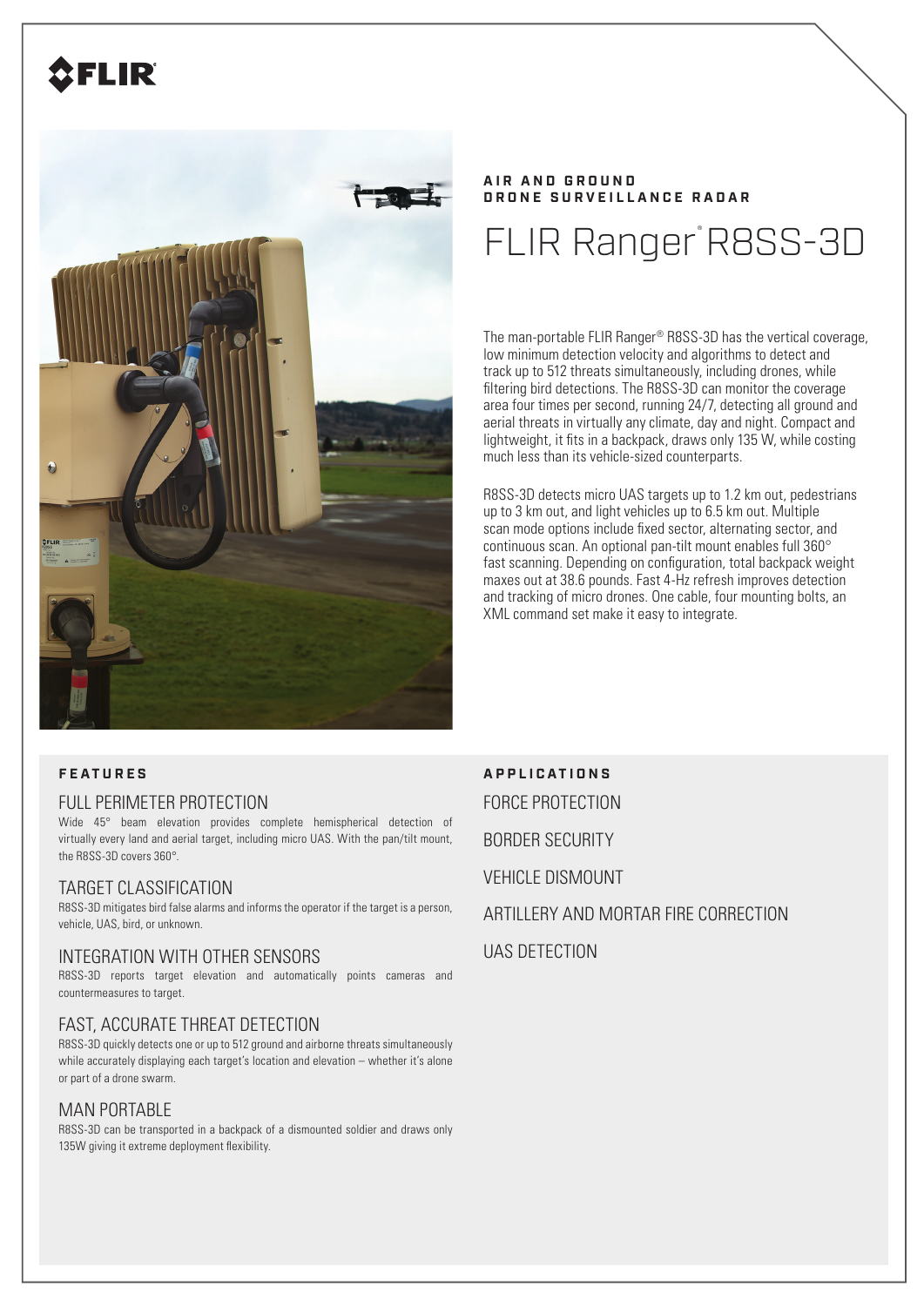FLIR

AIR AND GROUND
DRONE SURVEILLANCE RADAR

# FLIR Ranger® R8SS-3D

The man-portable FLIR Ranger® R8SS-3D has the vertical coverage, low minimum detection velocity and algorithms to detect and track up to 512 threats simultaneously, including drones, while filtering bird detections. The R8SS-3D can monitor the coverage area four times per second, running 24/7, detecting all ground and aerial threats in virtually any climate, day and night. Compact and lightweight, it fits in a backpack, draws only 135 W, while costing much less than its vehicle-sized counterparts.

R8SS-3D detects micro UAS targets up to 1.2 km out, pedestrians up to 3 km out, and light vehicles up to 6.5 km out. Multiple scan mode options include fixed sector, alternating sector, and continuous scan. An optional pan-tilt mount enables full 360° fast scanning. Depending on configuration, total backpack weight maxes out at 38.6 pounds. Fast 4-Hz refresh improves detection and tracking of micro drones. One cable, four mounting bolts, an XML command set make it easy to integrate.

## FEATURES

### FULL PERIMETER PROTECTION

Wide 45° beam elevation provides complete hemispherical detection of virtually every land and aerial target, including micro UAS. With the pan/tilt mount, the R8SS-3D covers 360°.

### TARGET CLASSIFICATION

R8SS-3D mitigates bird false alarms and informs the operator if the target is a person, vehicle, UAS, bird, or unknown.

### INTEGRATION WITH OTHER SENSORS

R8SS-3D reports target elevation and automatically points cameras and countermeasures to target.

### FAST, ACCURATE THREAT DETECTION

R8SS-3D quickly detects one or up to 512 ground and airborne threats simultaneously while accurately displaying each target's location and elevation – whether it's alone or part of a drone swarm.

### MAN PORTABLE

R8SS-3D can be transported in a backpack of a dismounted soldier and draws only 135W giving it extreme deployment flexibility.

## APPLICATIONS

FORCE PROTECTION

BORDER SECURITY

VEHICLE DISMOUNT

ARTILLERY AND MORTAR FIRE CORRECTION

UAS DETECTION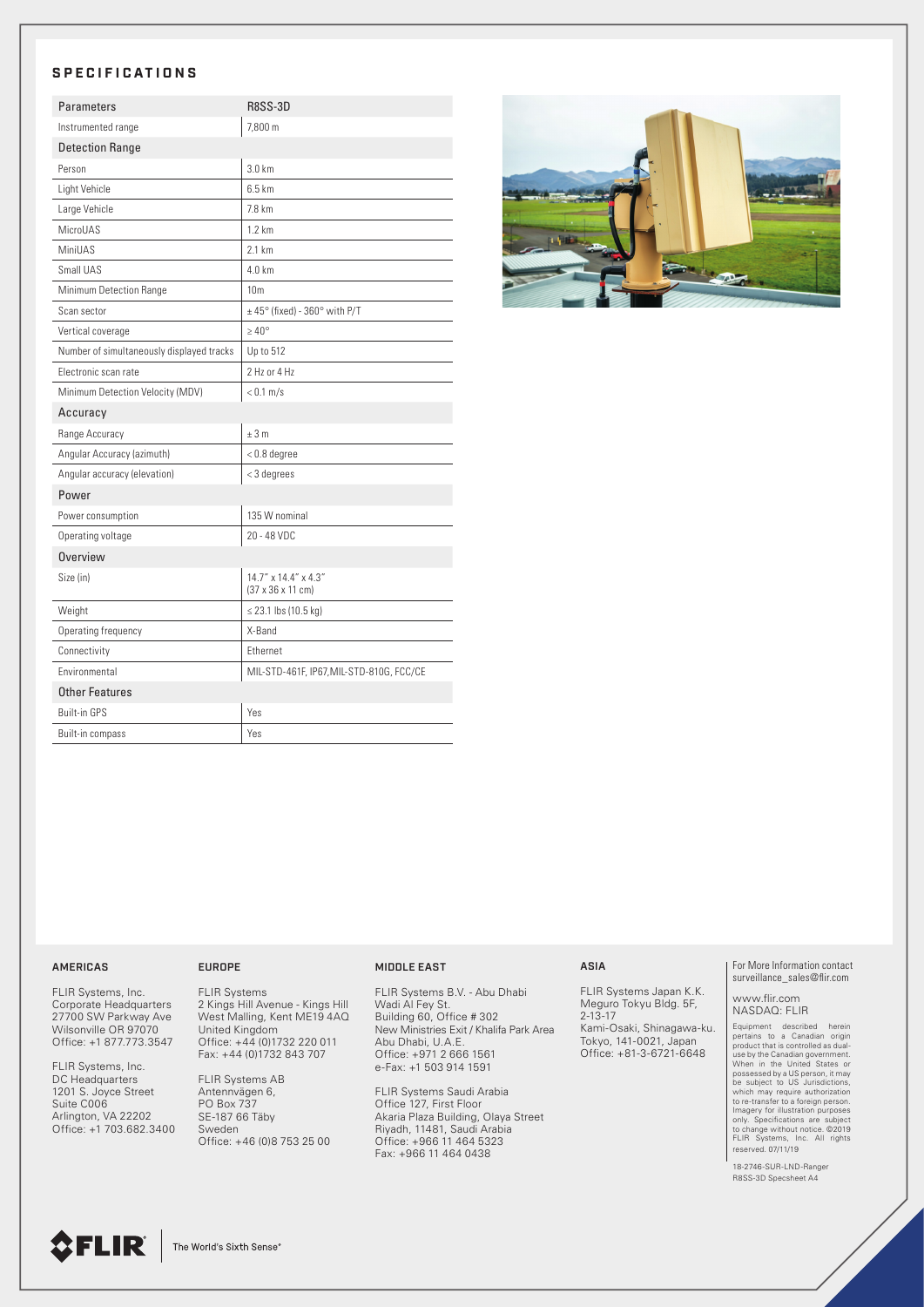## SPECIFICATIONS

| Parameters | R8SS-3D |
|---|---|
| Instrumented range | 7,800 m |
| **Detection Range** | |
| Person | 3.0 km |
| Light Vehicle | 6.5 km |
| Large Vehicle | 7.8 km |
| MicroUAS | 1.2 km |
| MiniUAS | 2.1 km |
| Small UAS | 4.0 km |
| Minimum Detection Range | 10m |
| Scan sector | ± 45° (fixed) - 360° with P/T |
| Vertical coverage | ≥ 40° |
| Number of simultaneously displayed tracks | Up to 512 |
| Electronic scan rate | 2 Hz or 4 Hz |
| Minimum Detection Velocity (MDV) | < 0.1 m/s |
| **Accuracy** | |
| Range Accuracy | ± 3 m |
| Angular Accuracy (azimuth) | < 0.8 degree |
| Angular accuracy (elevation) | < 3 degrees |
| **Power** | |
| Power consumption | 135 W nominal |
| Operating voltage | 20 - 48 VDC |
| **Overview** | |
| Size (in) | 14.7" x 14.4" x 4.3" (37 x 36 x 11 cm) |
| Weight | ≤ 23.1 lbs (10.5 kg) |
| Operating frequency | X-Band |
| Connectivity | Ethernet |
| Environmental | MIL-STD-461F, IP67,MIL-STD-810G, FCC/CE |
| **Other Features** | |
| Built-in GPS | Yes |
| Built-in compass | Yes |

**AMERICAS**

FLIR Systems, Inc.
Corporate Headquarters
27700 SW Parkway Ave
Wilsonville OR 97070
Office: +1 877.773.3547

FLIR Systems, Inc.
DC Headquarters
1201 S. Joyce Street
Suite C006
Arlington, VA 22202
Office: +1 703.682.3400

**EUROPE**

FLIR Systems
2 Kings Hill Avenue - Kings Hill
West Malling, Kent ME19 4AQ
United Kingdom
Office: +44 (0)1732 220 011
Fax: +44 (0)1732 843 707

FLIR Systems AB
Antennvägen 6,
PO Box 737
SE-187 66 Täby
Sweden
Office: +46 (0)8 753 25 00

**MIDDLE EAST**

FLIR Systems B.V. - Abu Dhabi
Wadi Al Fey St.
Building 60, Office # 302
New Ministries Exit / Khalifa Park Area
Abu Dhabi, U.A.E.
Office: +971 2 666 1561
e-Fax: +1 503 914 1591

FLIR Systems Saudi Arabia
Office 127, First Floor
Akaria Plaza Building, Olaya Street
Riyadh, 11481, Saudi Arabia
Office: +966 11 464 5323
Fax: +966 11 464 0438

**ASIA**

FLIR Systems Japan K.K.
Meguro Tokyu Bldg. 5F,
2-13-17
Kami-Osaki, Shinagawa-ku.
Tokyo, 141-0021, Japan
Office: +81-3-6721-6648

For More Information contact
surveillance_sales@flir.com

www.flir.com
NASDAQ: FLIR

Equipment described herein pertains to a Canadian origin product that is controlled as dual-use by the Canadian government. When in the United States or possessed by a US person, it may be subject to US Jurisdictions, which may require authorization to re-transfer to a foreign person. Imagery for illustration purposes only. Specifications are subject to change without notice. ©2019 FLIR Systems, Inc. All rights reserved. 07/11/19

18-2746-SUR-LND-Ranger R8SS-3D Specsheet A4

FLIR | The World's Sixth Sense®